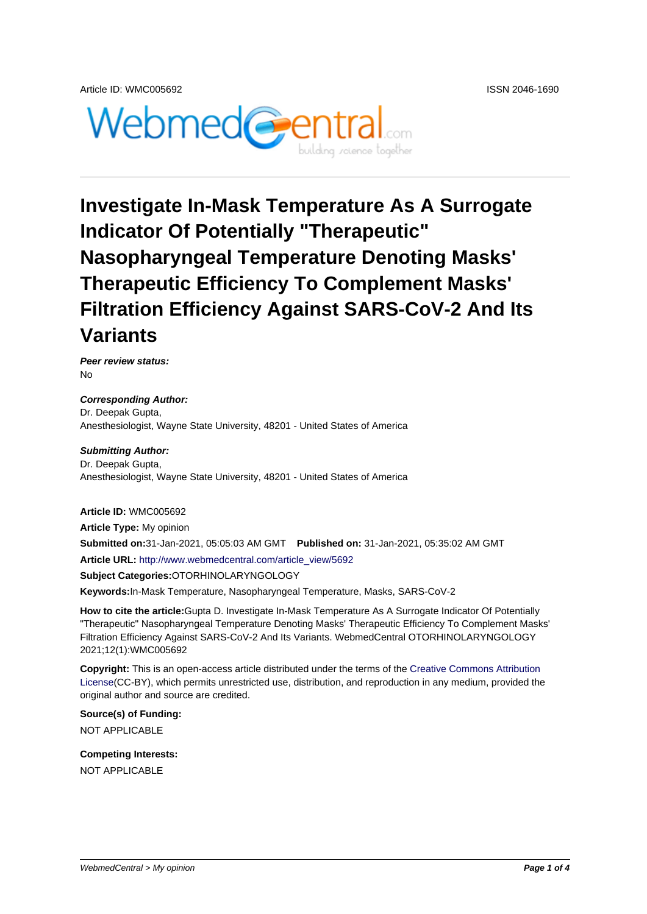Article ID: WMC005692 ISSN 2046-1690

# Investigate In-Mask Temperature As A Surrogate Indicator Of Potentially "Therapeutic" Nasopharyngeal Temperature Denoting Masks' Therapeutic Efficiency To Complement Masks' Filtration Efficiency Against SARS-CoV-2 And Its Variants

***Peer review status:***
No

***Corresponding Author:***
Dr. Deepak Gupta,
Anesthesiologist, Wayne State University, 48201 - United States of America

***Submitting Author:***
Dr. Deepak Gupta,
Anesthesiologist, Wayne State University, 48201 - United States of America

**Article ID:** WMC005692
**Article Type:** My opinion
**Submitted on:**31-Jan-2021, 05:05:03 AM GMT **Published on:** 31-Jan-2021, 05:35:02 AM GMT
**Article URL:** http://www.webmedcentral.com/article_view/5692
**Subject Categories:**OTORHINOLARYNGOLOGY
**Keywords:**In-Mask Temperature, Nasopharyngeal Temperature, Masks, SARS-CoV-2

**How to cite the article:**Gupta D. Investigate In-Mask Temperature As A Surrogate Indicator Of Potentially "Therapeutic" Nasopharyngeal Temperature Denoting Masks' Therapeutic Efficiency To Complement Masks' Filtration Efficiency Against SARS-CoV-2 And Its Variants. WebmedCentral OTORHINOLARYNGOLOGY 2021;12(1):WMC005692

**Copyright:** This is an open-access article distributed under the terms of the Creative Commons Attribution License(CC-BY), which permits unrestricted use, distribution, and reproduction in any medium, provided the original author and source are credited.

**Source(s) of Funding:**
NOT APPLICABLE

**Competing Interests:**
NOT APPLICABLE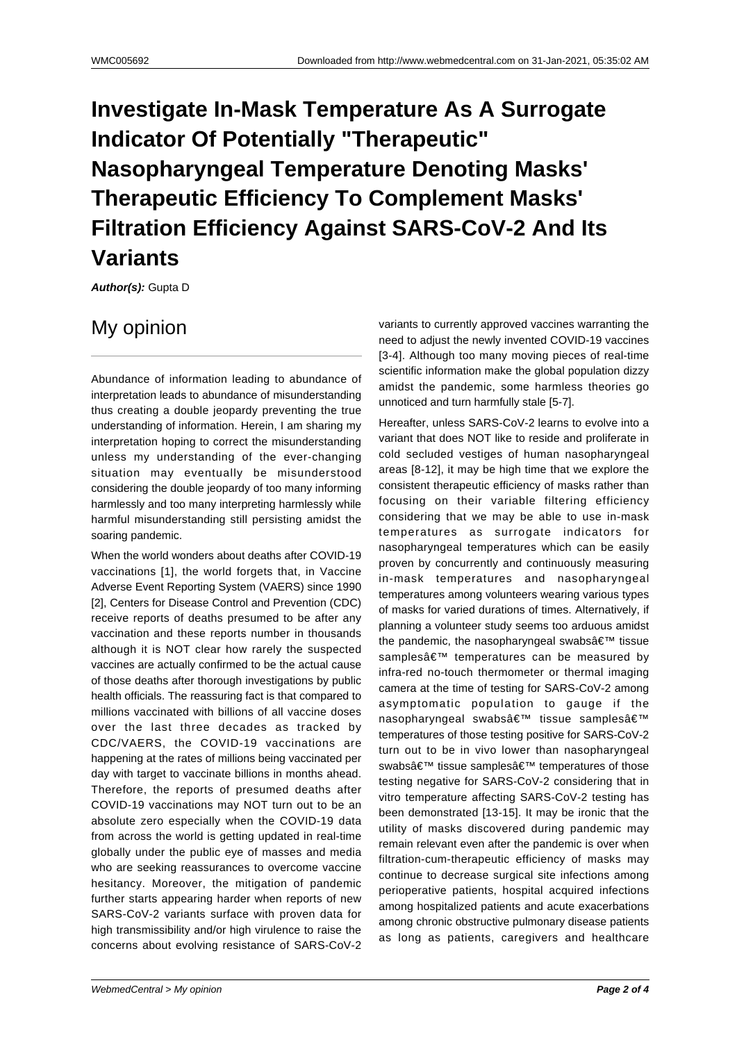# Investigate In-Mask Temperature As A Surrogate Indicator Of Potentially "Therapeutic" Nasopharyngeal Temperature Denoting Masks' Therapeutic Efficiency To Complement Masks' Filtration Efficiency Against SARS-CoV-2 And Its Variants

***Author(s):*** Gupta D

## My opinion

Abundance of information leading to abundance of interpretation leads to abundance of misunderstanding thus creating a double jeopardy preventing the true understanding of information. Herein, I am sharing my interpretation hoping to correct the misunderstanding unless my understanding of the ever-changing situation may eventually be misunderstood considering the double jeopardy of too many informing harmlessly and too many interpreting harmlessly while harmful misunderstanding still persisting amidst the soaring pandemic.

When the world wonders about deaths after COVID-19 vaccinations [1], the world forgets that, in Vaccine Adverse Event Reporting System (VAERS) since 1990 [2], Centers for Disease Control and Prevention (CDC) receive reports of deaths presumed to be after any vaccination and these reports number in thousands although it is NOT clear how rarely the suspected vaccines are actually confirmed to be the actual cause of those deaths after thorough investigations by public health officials. The reassuring fact is that compared to millions vaccinated with billions of all vaccine doses over the last three decades as tracked by CDC/VAERS, the COVID-19 vaccinations are happening at the rates of millions being vaccinated per day with target to vaccinate billions in months ahead. Therefore, the reports of presumed deaths after COVID-19 vaccinations may NOT turn out to be an absolute zero especially when the COVID-19 data from across the world is getting updated in real-time globally under the public eye of masses and media who are seeking reassurances to overcome vaccine hesitancy. Moreover, the mitigation of pandemic further starts appearing harder when reports of new SARS-CoV-2 variants surface with proven data for high transmissibility and/or high virulence to raise the concerns about evolving resistance of SARS-CoV-2 variants to currently approved vaccines warranting the need to adjust the newly invented COVID-19 vaccines [3-4]. Although too many moving pieces of real-time scientific information make the global population dizzy amidst the pandemic, some harmless theories go unnoticed and turn harmfully stale [5-7].

Hereafter, unless SARS-CoV-2 learns to evolve into a variant that does NOT like to reside and proliferate in cold secluded vestiges of human nasopharyngeal areas [8-12], it may be high time that we explore the consistent therapeutic efficiency of masks rather than focusing on their variable filtering efficiency considering that we may be able to use in-mask temperatures as surrogate indicators for nasopharyngeal temperatures which can be easily proven by concurrently and continuously measuring in-mask temperatures and nasopharyngeal temperatures among volunteers wearing various types of masks for varied durations of times. Alternatively, if planning a volunteer study seems too arduous amidst the pandemic, the nasopharyngeal swabsâ€™ tissue samplesâ€™ temperatures can be measured by infra-red no-touch thermometer or thermal imaging camera at the time of testing for SARS-CoV-2 among asymptomatic population to gauge if the nasopharyngeal swabsâ€™ tissue samplesâ€™ temperatures of those testing positive for SARS-CoV-2 turn out to be in vivo lower than nasopharyngeal swabsâ€™ tissue samplesâ€™ temperatures of those testing negative for SARS-CoV-2 considering that in vitro temperature affecting SARS-CoV-2 testing has been demonstrated [13-15]. It may be ironic that the utility of masks discovered during pandemic may remain relevant even after the pandemic is over when filtration-cum-therapeutic efficiency of masks may continue to decrease surgical site infections among perioperative patients, hospital acquired infections among hospitalized patients and acute exacerbations among chronic obstructive pulmonary disease patients as long as patients, caregivers and healthcare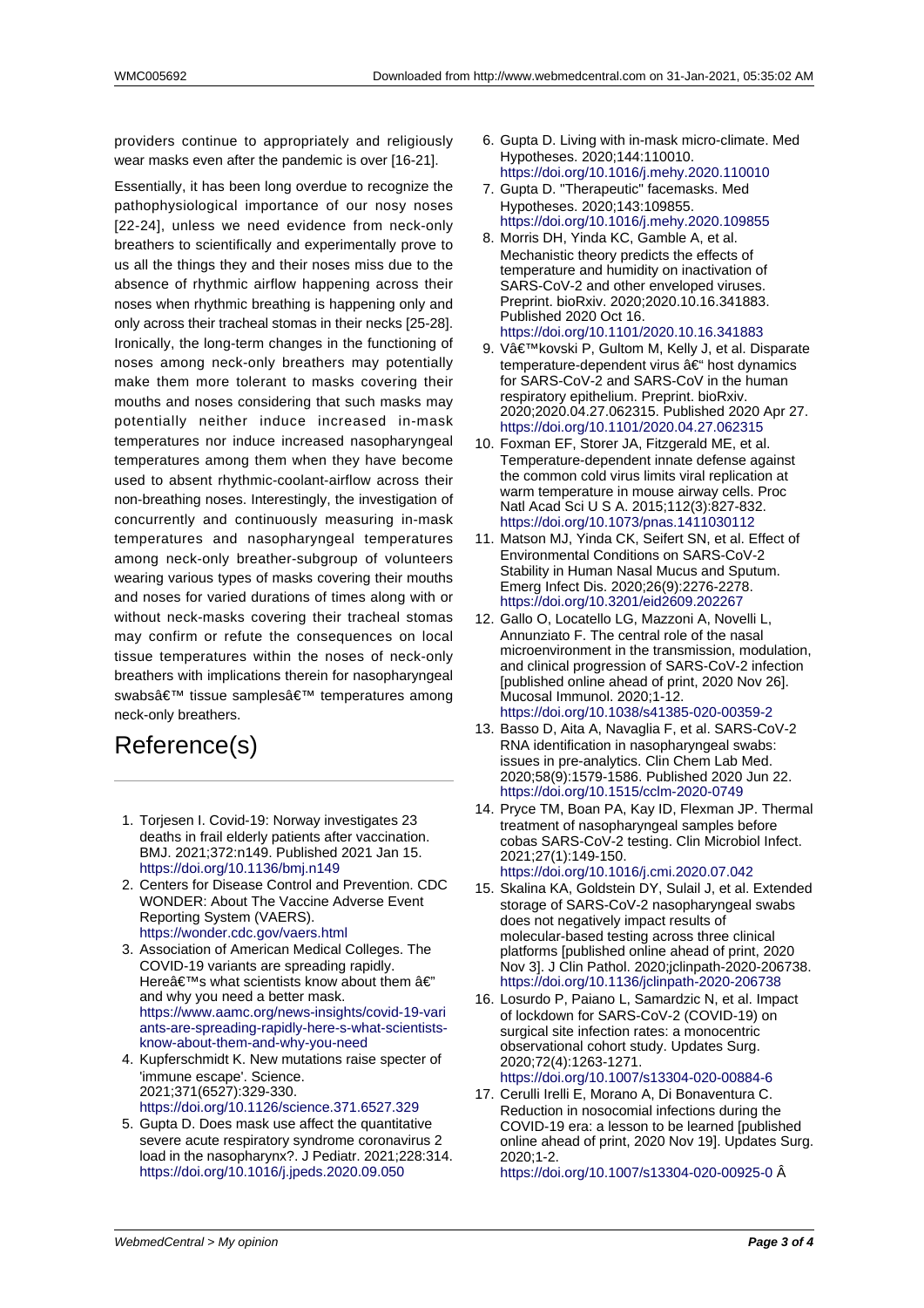providers continue to appropriately and religiously wear masks even after the pandemic is over [16-21].

Essentially, it has been long overdue to recognize the pathophysiological importance of our nosy noses [22-24], unless we need evidence from neck-only breathers to scientifically and experimentally prove to us all the things they and their noses miss due to the absence of rhythmic airflow happening across their noses when rhythmic breathing is happening only and only across their tracheal stomas in their necks [25-28]. Ironically, the long-term changes in the functioning of noses among neck-only breathers may potentially make them more tolerant to masks covering their mouths and noses considering that such masks may potentially neither induce increased in-mask temperatures nor induce increased nasopharyngeal temperatures among them when they have become used to absent rhythmic-coolant-airflow across their non-breathing noses. Interestingly, the investigation of concurrently and continuously measuring in-mask temperatures and nasopharyngeal temperatures among neck-only breather-subgroup of volunteers wearing various types of masks covering their mouths and noses for varied durations of times along with or without neck-masks covering their tracheal stomas may confirm or refute the consequences on local tissue temperatures within the noses of neck-only breathers with implications therein for nasopharyngeal swabsâ€™ tissue samplesâ€™ temperatures among neck-only breathers.

# Reference(s)

1. Torjesen I. Covid-19: Norway investigates 23 deaths in frail elderly patients after vaccination. BMJ. 2021;372:n149. Published 2021 Jan 15. https://doi.org/10.1136/bmj.n149
2. Centers for Disease Control and Prevention. CDC WONDER: About The Vaccine Adverse Event Reporting System (VAERS). https://wonder.cdc.gov/vaers.html
3. Association of American Medical Colleges. The COVID-19 variants are spreading rapidly. Hereâ€™s what scientists know about them â€" and why you need a better mask. https://www.aamc.org/news-insights/covid-19-variants-are-spreading-rapidly-here-s-what-scientists-know-about-them-and-why-you-need
4. Kupferschmidt K. New mutations raise specter of 'immune escape'. Science. 2021;371(6527):329-330. https://doi.org/10.1126/science.371.6527.329
5. Gupta D. Does mask use affect the quantitative severe acute respiratory syndrome coronavirus 2 load in the nasopharynx?. J Pediatr. 2021;228:314. https://doi.org/10.1016/j.jpeds.2020.09.050
6. Gupta D. Living with in-mask micro-climate. Med Hypotheses. 2020;144:110010. https://doi.org/10.1016/j.mehy.2020.110010
7. Gupta D. "Therapeutic" facemasks. Med Hypotheses. 2020;143:109855. https://doi.org/10.1016/j.mehy.2020.109855
8. Morris DH, Yinda KC, Gamble A, et al. Mechanistic theory predicts the effects of temperature and humidity on inactivation of SARS-CoV-2 and other enveloped viruses. Preprint. bioRxiv. 2020;2020.10.16.341883. Published 2020 Oct 16. https://doi.org/10.1101/2020.10.16.341883
9. Vâ€™kovski P, Gultom M, Kelly J, et al. Disparate temperature-dependent virus â€" host dynamics for SARS-CoV-2 and SARS-CoV in the human respiratory epithelium. Preprint. bioRxiv. 2020;2020.04.27.062315. Published 2020 Apr 27. https://doi.org/10.1101/2020.04.27.062315
10. Foxman EF, Storer JA, Fitzgerald ME, et al. Temperature-dependent innate defense against the common cold virus limits viral replication at warm temperature in mouse airway cells. Proc Natl Acad Sci U S A. 2015;112(3):827-832. https://doi.org/10.1073/pnas.1411030112
11. Matson MJ, Yinda CK, Seifert SN, et al. Effect of Environmental Conditions on SARS-CoV-2 Stability in Human Nasal Mucus and Sputum. Emerg Infect Dis. 2020;26(9):2276-2278. https://doi.org/10.3201/eid2609.202267
12. Gallo O, Locatello LG, Mazzoni A, Novelli L, Annunziato F. The central role of the nasal microenvironment in the transmission, modulation, and clinical progression of SARS-CoV-2 infection [published online ahead of print, 2020 Nov 26]. Mucosal Immunol. 2020;1-12. https://doi.org/10.1038/s41385-020-00359-2
13. Basso D, Aita A, Navaglia F, et al. SARS-CoV-2 RNA identification in nasopharyngeal swabs: issues in pre-analytics. Clin Chem Lab Med. 2020;58(9):1579-1586. Published 2020 Jun 22. https://doi.org/10.1515/cclm-2020-0749
14. Pryce TM, Boan PA, Kay ID, Flexman JP. Thermal treatment of nasopharyngeal samples before cobas SARS-CoV-2 testing. Clin Microbiol Infect. 2021;27(1):149-150. https://doi.org/10.1016/j.cmi.2020.07.042
15. Skalina KA, Goldstein DY, Sulail J, et al. Extended storage of SARS-CoV-2 nasopharyngeal swabs does not negatively impact results of molecular-based testing across three clinical platforms [published online ahead of print, 2020 Nov 3]. J Clin Pathol. 2020;jclinpath-2020-206738. https://doi.org/10.1136/jclinpath-2020-206738
16. Losurdo P, Paiano L, Samardzic N, et al. Impact of lockdown for SARS-CoV-2 (COVID-19) on surgical site infection rates: a monocentric observational cohort study. Updates Surg. 2020;72(4):1263-1271. https://doi.org/10.1007/s13304-020-00884-6
17. Cerulli Irelli E, Morano A, Di Bonaventura C. Reduction in nosocomial infections during the COVID-19 era: a lesson to be learned [published online ahead of print, 2020 Nov 19]. Updates Surg. 2020;1-2. https://doi.org/10.1007/s13304-020-00925-0 Â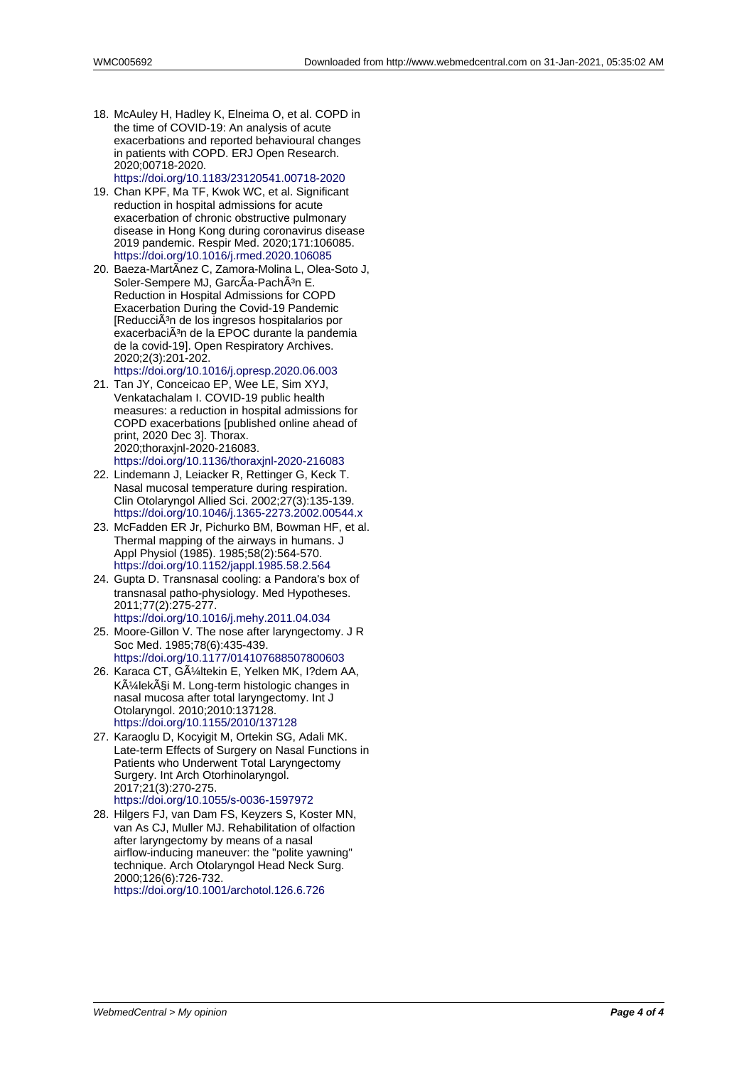18. McAuley H, Hadley K, Elneima O, et al. COPD in the time of COVID-19: An analysis of acute exacerbations and reported behavioural changes in patients with COPD. ERJ Open Research. 2020;00718-2020. https://doi.org/10.1183/23120541.00718-2020
19. Chan KPF, Ma TF, Kwok WC, et al. Significant reduction in hospital admissions for acute exacerbation of chronic obstructive pulmonary disease in Hong Kong during coronavirus disease 2019 pandemic. Respir Med. 2020;171:106085. https://doi.org/10.1016/j.rmed.2020.106085
20. Baeza-MartÃnez C, Zamora-Molina L, Olea-Soto J, Soler-Sempere MJ, GarcÃa-PachÃ³n E. Reduction in Hospital Admissions for COPD Exacerbation During the Covid-19 Pandemic [ReducciÃ³n de los ingresos hospitalarios por exacerbaciÃ³n de la EPOC durante la pandemia de la covid-19]. Open Respiratory Archives. 2020;2(3):201-202. https://doi.org/10.1016/j.opresp.2020.06.003
21. Tan JY, Conceicao EP, Wee LE, Sim XYJ, Venkatachalam I. COVID-19 public health measures: a reduction in hospital admissions for COPD exacerbations [published online ahead of print, 2020 Dec 3]. Thorax. 2020;thoraxjnl-2020-216083. https://doi.org/10.1136/thoraxjnl-2020-216083
22. Lindemann J, Leiacker R, Rettinger G, Keck T. Nasal mucosal temperature during respiration. Clin Otolaryngol Allied Sci. 2002;27(3):135-139. https://doi.org/10.1046/j.1365-2273.2002.00544.x
23. McFadden ER Jr, Pichurko BM, Bowman HF, et al. Thermal mapping of the airways in humans. J Appl Physiol (1985). 1985;58(2):564-570. https://doi.org/10.1152/jappl.1985.58.2.564
24. Gupta D. Transnasal cooling: a Pandora's box of transnasal patho-physiology. Med Hypotheses. 2011;77(2):275-277. https://doi.org/10.1016/j.mehy.2011.04.034
25. Moore-Gillon V. The nose after laryngectomy. J R Soc Med. 1985;78(6):435-439. https://doi.org/10.1177/014107688507800603
26. Karaca CT, GÃ¼ltekin E, Yelken MK, I?dem AA, KÃ¼lekÃ§i M. Long-term histologic changes in nasal mucosa after total laryngectomy. Int J Otolaryngol. 2010;2010:137128. https://doi.org/10.1155/2010/137128
27. Karaoglu D, Kocyigit M, Ortekin SG, Adali MK. Late-term Effects of Surgery on Nasal Functions in Patients who Underwent Total Laryngectomy Surgery. Int Arch Otorhinolaryngol. 2017;21(3):270-275. https://doi.org/10.1055/s-0036-1597972
28. Hilgers FJ, van Dam FS, Keyzers S, Koster MN, van As CJ, Muller MJ. Rehabilitation of olfaction after laryngectomy by means of a nasal airflow-inducing maneuver: the "polite yawning" technique. Arch Otolaryngol Head Neck Surg. 2000;126(6):726-732. https://doi.org/10.1001/archotol.126.6.726